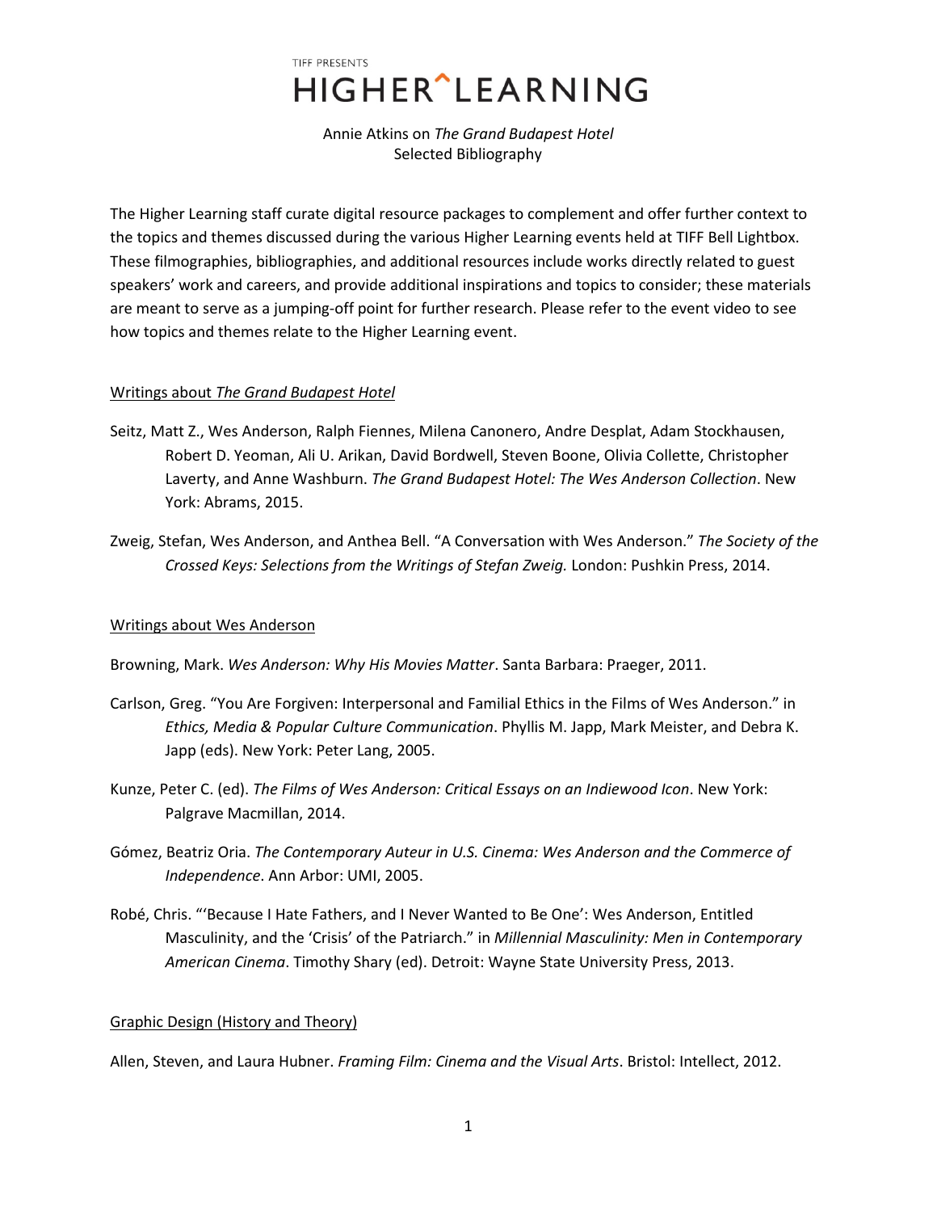TIFF PRESENTS

# HIGHER^LEARNING

Annie Atkins on *The Grand Budapest Hotel*
Selected Bibliography

The Higher Learning staff curate digital resource packages to complement and offer further context to the topics and themes discussed during the various Higher Learning events held at TIFF Bell Lightbox. These filmographies, bibliographies, and additional resources include works directly related to guest speakers' work and careers, and provide additional inspirations and topics to consider; these materials are meant to serve as a jumping-off point for further research. Please refer to the event video to see how topics and themes relate to the Higher Learning event.

## Writings about *The Grand Budapest Hotel*

Seitz, Matt Z., Wes Anderson, Ralph Fiennes, Milena Canonero, Andre Desplat, Adam Stockhausen, Robert D. Yeoman, Ali U. Arikan, David Bordwell, Steven Boone, Olivia Collette, Christopher Laverty, and Anne Washburn. *The Grand Budapest Hotel: The Wes Anderson Collection*. New York: Abrams, 2015.

Zweig, Stefan, Wes Anderson, and Anthea Bell. "A Conversation with Wes Anderson." *The Society of the Crossed Keys: Selections from the Writings of Stefan Zweig.* London: Pushkin Press, 2014.

## Writings about Wes Anderson

Browning, Mark. *Wes Anderson: Why His Movies Matter*. Santa Barbara: Praeger, 2011.

Carlson, Greg. "You Are Forgiven: Interpersonal and Familial Ethics in the Films of Wes Anderson." in *Ethics, Media & Popular Culture Communication*. Phyllis M. Japp, Mark Meister, and Debra K. Japp (eds). New York: Peter Lang, 2005.

Kunze, Peter C. (ed). *The Films of Wes Anderson: Critical Essays on an Indiewood Icon*. New York: Palgrave Macmillan, 2014.

Gómez, Beatriz Oria. *The Contemporary Auteur in U.S. Cinema: Wes Anderson and the Commerce of Independence*. Ann Arbor: UMI, 2005.

Robé, Chris. "'Because I Hate Fathers, and I Never Wanted to Be One': Wes Anderson, Entitled Masculinity, and the 'Crisis' of the Patriarch." in *Millennial Masculinity: Men in Contemporary American Cinema*. Timothy Shary (ed). Detroit: Wayne State University Press, 2013.

## Graphic Design (History and Theory)

Allen, Steven, and Laura Hubner. *Framing Film: Cinema and the Visual Arts*. Bristol: Intellect, 2012.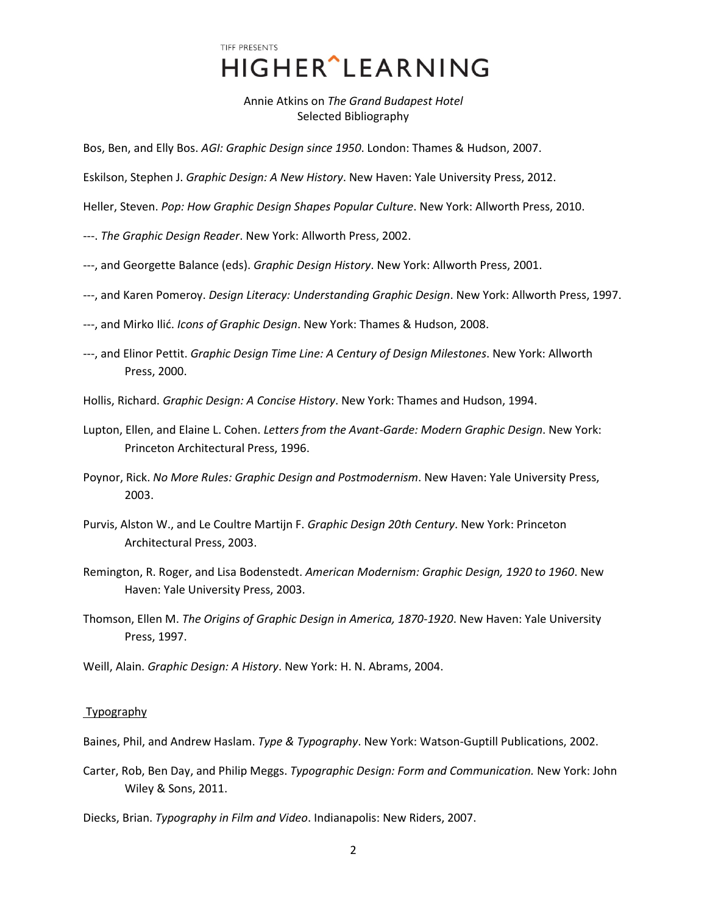Bos, Ben, and Elly Bos. *AGI: Graphic Design since 1950*. London: Thames & Hudson, 2007.

Eskilson, Stephen J. *Graphic Design: A New History*. New Haven: Yale University Press, 2012.

Heller, Steven. *Pop: How Graphic Design Shapes Popular Culture*. New York: Allworth Press, 2010.

---. *The Graphic Design Reader*. New York: Allworth Press, 2002.

---, and Georgette Balance (eds). *Graphic Design History*. New York: Allworth Press, 2001.

---, and Karen Pomeroy. *Design Literacy: Understanding Graphic Design*. New York: Allworth Press, 1997.

---, and Mirko Ilić. *Icons of Graphic Design*. New York: Thames & Hudson, 2008.

---, and Elinor Pettit. *Graphic Design Time Line: A Century of Design Milestones*. New York: Allworth Press, 2000.

Hollis, Richard. *Graphic Design: A Concise History*. New York: Thames and Hudson, 1994.

Lupton, Ellen, and Elaine L. Cohen. *Letters from the Avant-Garde: Modern Graphic Design*. New York: Princeton Architectural Press, 1996.

Poynor, Rick. *No More Rules: Graphic Design and Postmodernism*. New Haven: Yale University Press, 2003.

Purvis, Alston W., and Le Coultre Martijn F. *Graphic Design 20th Century*. New York: Princeton Architectural Press, 2003.

Remington, R. Roger, and Lisa Bodenstedt. *American Modernism: Graphic Design, 1920 to 1960*. New Haven: Yale University Press, 2003.

Thomson, Ellen M. *The Origins of Graphic Design in America, 1870-1920*. New Haven: Yale University Press, 1997.

Weill, Alain. *Graphic Design: A History*. New York: H. N. Abrams, 2004.

## Typography

Baines, Phil, and Andrew Haslam. *Type & Typography*. New York: Watson-Guptill Publications, 2002.

Carter, Rob, Ben Day, and Philip Meggs. *Typographic Design: Form and Communication.* New York: John Wiley & Sons, 2011.

Dieck, Brian. *Typography in Film and Video*. Indianapolis: New Riders, 2007.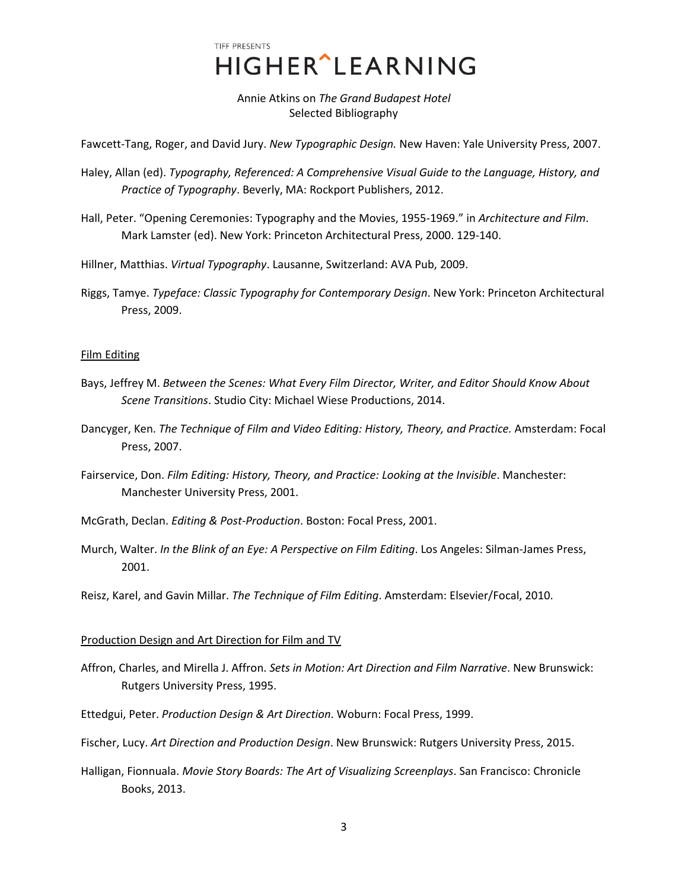Fawcett-Tang, Roger, and David Jury. *New Typographic Design.* New Haven: Yale University Press, 2007.

Haley, Allan (ed). *Typography, Referenced: A Comprehensive Visual Guide to the Language, History, and Practice of Typography*. Beverly, MA: Rockport Publishers, 2012.

Hall, Peter. "Opening Ceremonies: Typography and the Movies, 1955-1969." in *Architecture and Film*. Mark Lamster (ed). New York: Princeton Architectural Press, 2000. 129-140.

Hillner, Matthias. *Virtual Typography*. Lausanne, Switzerland: AVA Pub, 2009.

Riggs, Tamye. *Typeface: Classic Typography for Contemporary Design*. New York: Princeton Architectural Press, 2009.

## Film Editing

Bays, Jeffrey M. *Between the Scenes: What Every Film Director, Writer, and Editor Should Know About Scene Transitions*. Studio City: Michael Wiese Productions, 2014.

Dancyger, Ken. *The Technique of Film and Video Editing: History, Theory, and Practice.* Amsterdam: Focal Press, 2007.

Fairservice, Don. *Film Editing: History, Theory, and Practice: Looking at the Invisible*. Manchester: Manchester University Press, 2001.

McGrath, Declan. *Editing & Post-Production*. Boston: Focal Press, 2001.

Murch, Walter. *In the Blink of an Eye: A Perspective on Film Editing*. Los Angeles: Silman-James Press, 2001.

Reisz, Karel, and Gavin Millar. *The Technique of Film Editing*. Amsterdam: Elsevier/Focal, 2010.

## Production Design and Art Direction for Film and TV

Affron, Charles, and Mirella J. Affron. *Sets in Motion: Art Direction and Film Narrative*. New Brunswick: Rutgers University Press, 1995.

Ettedgui, Peter. *Production Design & Art Direction*. Woburn: Focal Press, 1999.

Fischer, Lucy. *Art Direction and Production Design*. New Brunswick: Rutgers University Press, 2015.

Halligan, Fionnuala. *Movie Story Boards: The Art of Visualizing Screenplays*. San Francisco: Chronicle Books, 2013.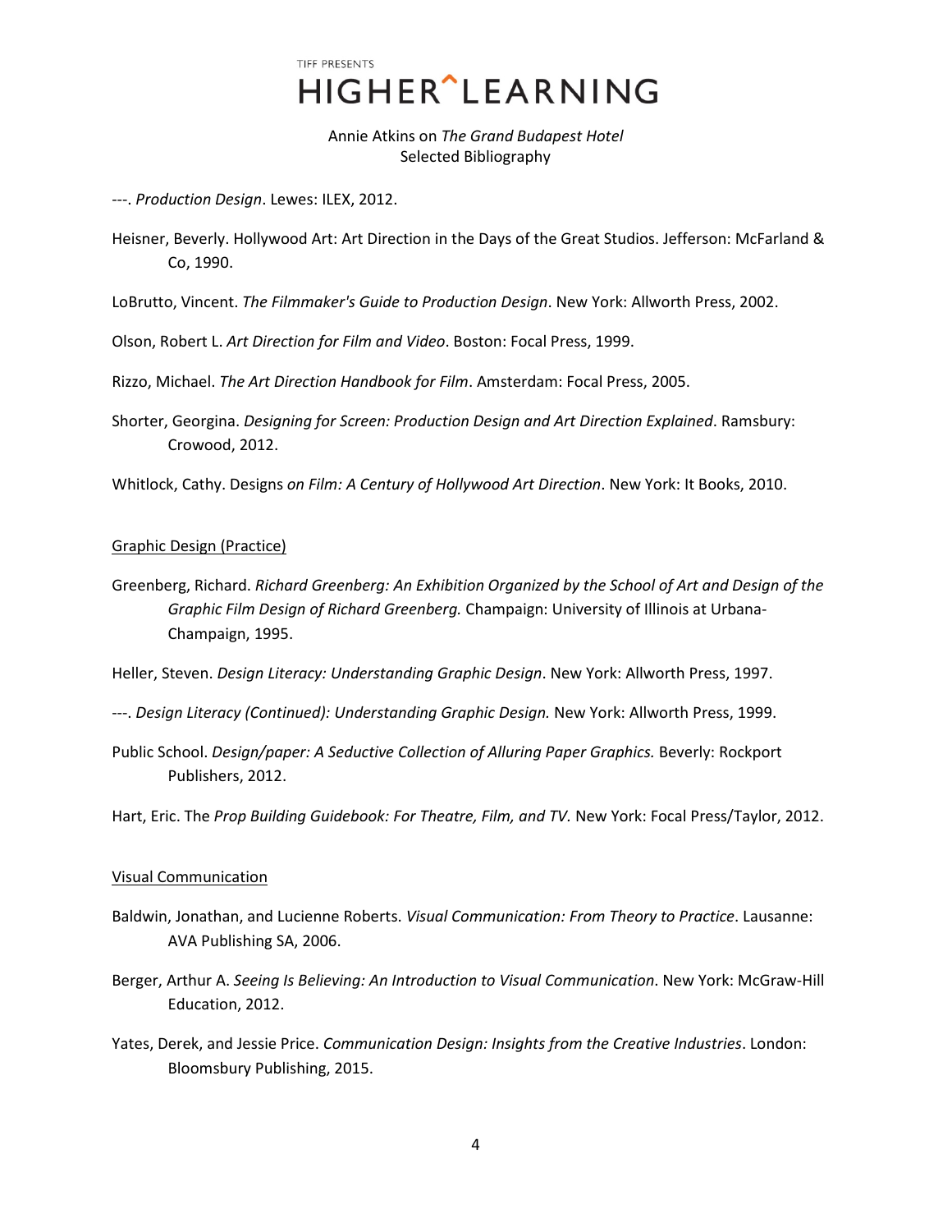---. *Production Design*. Lewes: ILEX, 2012.

Heisner, Beverly. Hollywood Art: Art Direction in the Days of the Great Studios. Jefferson: McFarland & Co, 1990.

LoBrutto, Vincent. *The Filmmaker's Guide to Production Design*. New York: Allworth Press, 2002.

Olson, Robert L. *Art Direction for Film and Video*. Boston: Focal Press, 1999.

Rizzo, Michael. *The Art Direction Handbook for Film*. Amsterdam: Focal Press, 2005.

Shorter, Georgina. *Designing for Screen: Production Design and Art Direction Explained*. Ramsbury: Crowood, 2012.

Whitlock, Cathy. Designs *on Film: A Century of Hollywood Art Direction*. New York: It Books, 2010.

## Graphic Design (Practice)

Greenberg, Richard. *Richard Greenberg: An Exhibition Organized by the School of Art and Design of the Graphic Film Design of Richard Greenberg.* Champaign: University of Illinois at Urbana-Champaign, 1995.

Heller, Steven. *Design Literacy: Understanding Graphic Design*. New York: Allworth Press, 1997.

---. *Design Literacy (Continued): Understanding Graphic Design.* New York: Allworth Press, 1999.

Public School. *Design/paper: A Seductive Collection of Alluring Paper Graphics.* Beverly: Rockport Publishers, 2012.

Hart, Eric. The *Prop Building Guidebook: For Theatre, Film, and TV.* New York: Focal Press/Taylor, 2012.

## Visual Communication

Baldwin, Jonathan, and Lucienne Roberts. *Visual Communication: From Theory to Practice*. Lausanne: AVA Publishing SA, 2006.

Berger, Arthur A. *Seeing Is Believing: An Introduction to Visual Communication*. New York: McGraw-Hill Education, 2012.

Yates, Derek, and Jessie Price. *Communication Design: Insights from the Creative Industries*. London: Bloomsbury Publishing, 2015.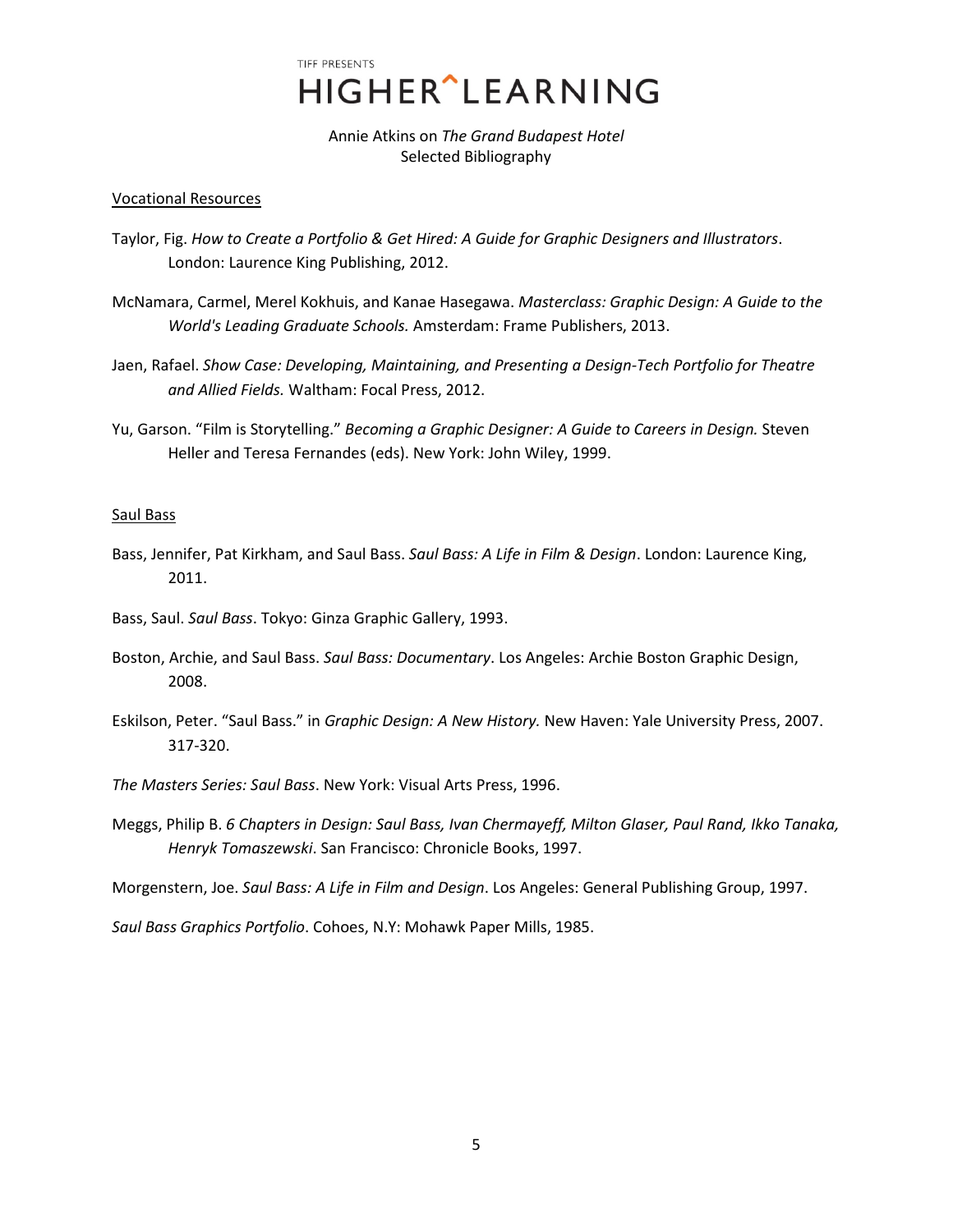TIFF PRESENTS

# HIGHER^LEARNING

Annie Atkins on *The Grand Budapest Hotel*
Selected Bibliography

## Vocational Resources

Taylor, Fig. *How to Create a Portfolio & Get Hired: A Guide for Graphic Designers and Illustrators*. London: Laurence King Publishing, 2012.

McNamara, Carmel, Merel Kokhuis, and Kanae Hasegawa. *Masterclass: Graphic Design: A Guide to the World's Leading Graduate Schools.* Amsterdam: Frame Publishers, 2013.

Jaen, Rafael. *Show Case: Developing, Maintaining, and Presenting a Design-Tech Portfolio for Theatre and Allied Fields.* Waltham: Focal Press, 2012.

Yu, Garson. "Film is Storytelling." *Becoming a Graphic Designer: A Guide to Careers in Design.* Steven Heller and Teresa Fernandes (eds). New York: John Wiley, 1999.

## Saul Bass

Bass, Jennifer, Pat Kirkham, and Saul Bass. *Saul Bass: A Life in Film & Design*. London: Laurence King, 2011.

Bass, Saul. *Saul Bass*. Tokyo: Ginza Graphic Gallery, 1993.

Boston, Archie, and Saul Bass. *Saul Bass: Documentary*. Los Angeles: Archie Boston Graphic Design, 2008.

Eskilson, Peter. "Saul Bass." in *Graphic Design: A New History.* New Haven: Yale University Press, 2007. 317-320.

*The Masters Series: Saul Bass*. New York: Visual Arts Press, 1996.

Meggs, Philip B. *6 Chapters in Design: Saul Bass, Ivan Chermayeff, Milton Glaser, Paul Rand, Ikko Tanaka, Henryk Tomaszewski*. San Francisco: Chronicle Books, 1997.

Morgenstern, Joe. *Saul Bass: A Life in Film and Design*. Los Angeles: General Publishing Group, 1997.

*Saul Bass Graphics Portfolio*. Cohoes, N.Y: Mohawk Paper Mills, 1985.